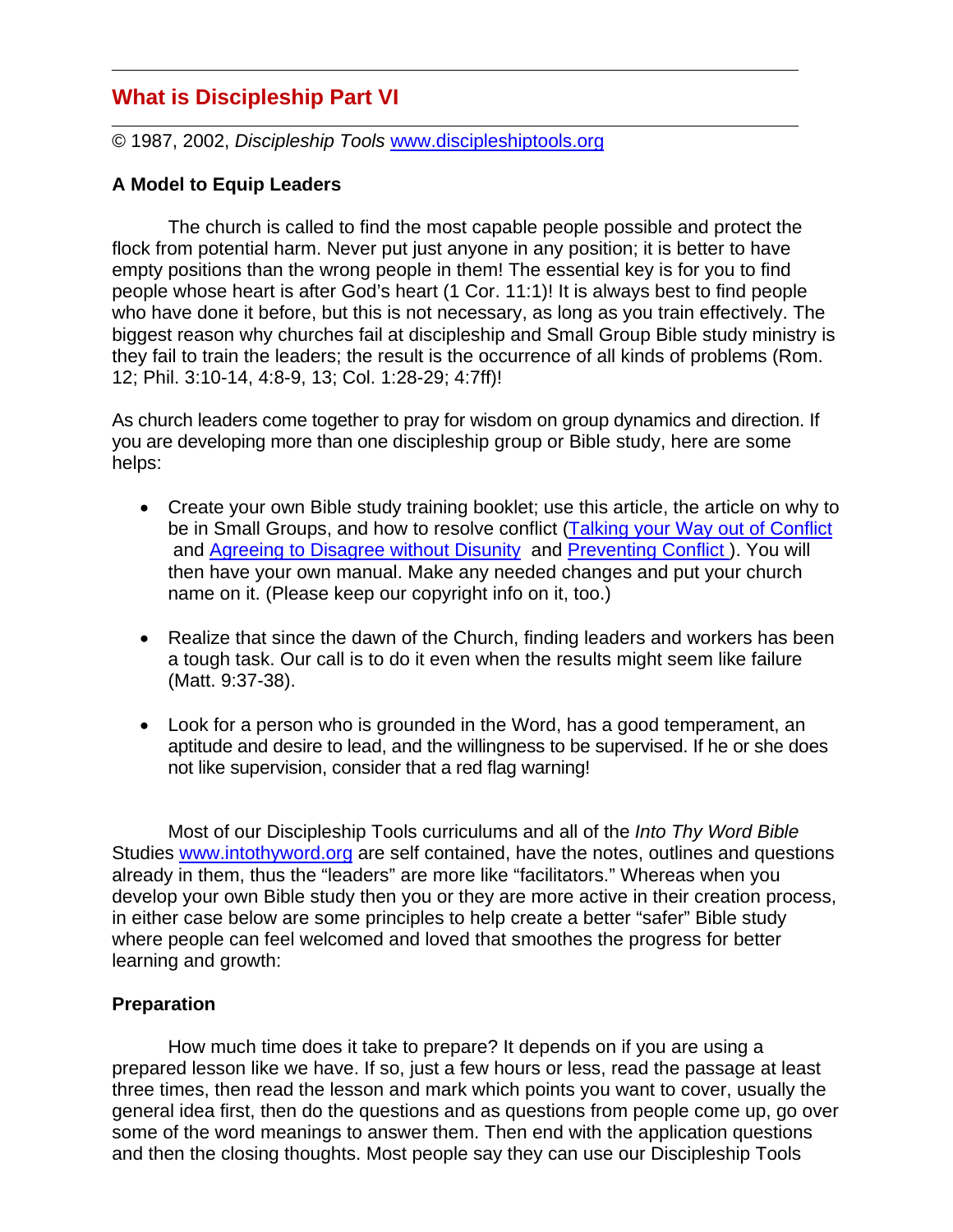## What is Discipleship Part VI

© 1987, 2002, *Discipleship Tools* [www.discipleshiptools.org](http://www.discipleshiptools.org)

### A Model to Equip Leaders

The church is called to find the most capable people possible and protect the flock from potential harm. Never put just anyone in any position; it is better to have empty positions than the wrong people in them! The essential key is for you to find people whose heart is after God's heart (1 Cor. 11:1)! It is always best to find people who have done it before, but this is not necessary, as long as you train effectively. The biggest reason why churches fail at discipleship and Small Group Bible study ministry is they fail to train the leaders; the result is the occurrence of all kinds of problems (Rom. 12; Phil. 3:10-14, 4:8-9, 13; Col. 1:28-29; 4:7ff)!

As church leaders come together to pray for wisdom on group dynamics and direction. If you are developing more than one discipleship group or Bible study, here are some helps:

- Create your own Bible study training booklet; use this article, the article on why to be in Small Groups, and how to resolve conflict (Talking your Way out of Conflict and Agreeing to Disagree without Disunity and Preventing Conflict ). You will then have your own manual. Make any needed changes and put your church name on it. (Please keep our copyright info on it, too.)

- Realize that since the dawn of the Church, finding leaders and workers has been a tough task. Our call is to do it even when the results might seem like failure (Matt. 9:37-38).

- Look for a person who is grounded in the Word, has a good temperament, an aptitude and desire to lead, and the willingness to be supervised. If he or she does not like supervision, consider that a red flag warning!

Most of our Discipleship Tools curriculums and all of the *Into Thy Word Bible* Studies [www.intothyword.org](http://www.intothyword.org) are self contained, have the notes, outlines and questions already in them, thus the "leaders" are more like "facilitators." Whereas when you develop your own Bible study then you or they are more active in their creation process, in either case below are some principles to help create a better "safer" Bible study where people can feel welcomed and loved that smoothes the progress for better learning and growth:

### Preparation

How much time does it take to prepare? It depends on if you are using a prepared lesson like we have. If so, just a few hours or less, read the passage at least three times, then read the lesson and mark which points you want to cover, usually the general idea first, then do the questions and as questions from people come up, go over some of the word meanings to answer them. Then end with the application questions and then the closing thoughts. Most people say they can use our Discipleship Tools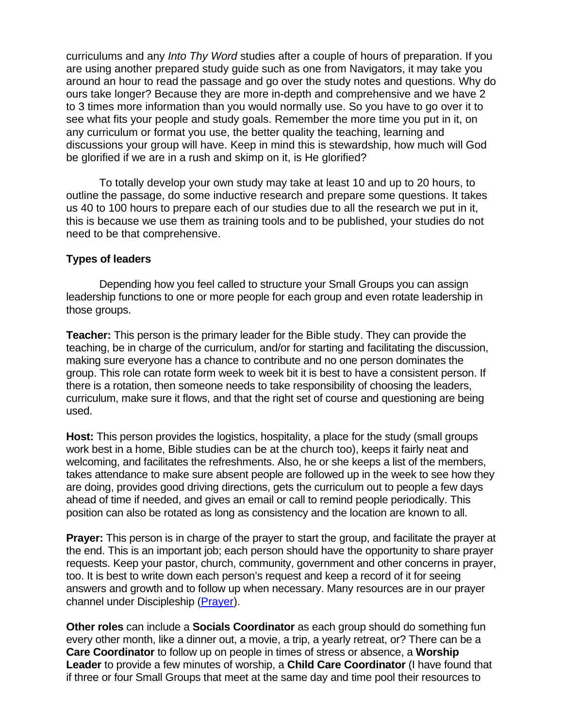curriculums and any *Into Thy Word* studies after a couple of hours of preparation. If you are using another prepared study guide such as one from Navigators, it may take you around an hour to read the passage and go over the study notes and questions. Why do ours take longer? Because they are more in-depth and comprehensive and we have 2 to 3 times more information than you would normally use. So you have to go over it to see what fits your people and study goals. Remember the more time you put in it, on any curriculum or format you use, the better quality the teaching, learning and discussions your group will have. Keep in mind this is stewardship, how much will God be glorified if we are in a rush and skimp on it, is He glorified?

To totally develop your own study may take at least 10 and up to 20 hours, to outline the passage, do some inductive research and prepare some questions. It takes us 40 to 100 hours to prepare each of our studies due to all the research we put in it, this is because we use them as training tools and to be published, your studies do not need to be that comprehensive.

**Types of leaders**

Depending how you feel called to structure your Small Groups you can assign leadership functions to one or more people for each group and even rotate leadership in those groups.

**Teacher:** This person is the primary leader for the Bible study. They can provide the teaching, be in charge of the curriculum, and/or for starting and facilitating the discussion, making sure everyone has a chance to contribute and no one person dominates the group. This role can rotate form week to week bit it is best to have a consistent person. If there is a rotation, then someone needs to take responsibility of choosing the leaders, curriculum, make sure it flows, and that the right set of course and questioning are being used.

**Host:** This person provides the logistics, hospitality, a place for the study (small groups work best in a home, Bible studies can be at the church too), keeps it fairly neat and welcoming, and facilitates the refreshments. Also, he or she keeps a list of the members, takes attendance to make sure absent people are followed up in the week to see how they are doing, provides good driving directions, gets the curriculum out to people a few days ahead of time if needed, and gives an email or call to remind people periodically. This position can also be rotated as long as consistency and the location are known to all.

**Prayer:** This person is in charge of the prayer to start the group, and facilitate the prayer at the end. This is an important job; each person should have the opportunity to share prayer requests. Keep your pastor, church, community, government and other concerns in prayer, too. It is best to write down each person's request and keep a record of it for seeing answers and growth and to follow up when necessary. Many resources are in our prayer channel under Discipleship (Prayer).

**Other roles** can include a **Socials Coordinator** as each group should do something fun every other month, like a dinner out, a movie, a trip, a yearly retreat, or? There can be a **Care Coordinator** to follow up on people in times of stress or absence, a **Worship Leader** to provide a few minutes of worship, a **Child Care Coordinator** (I have found that if three or four Small Groups that meet at the same day and time pool their resources to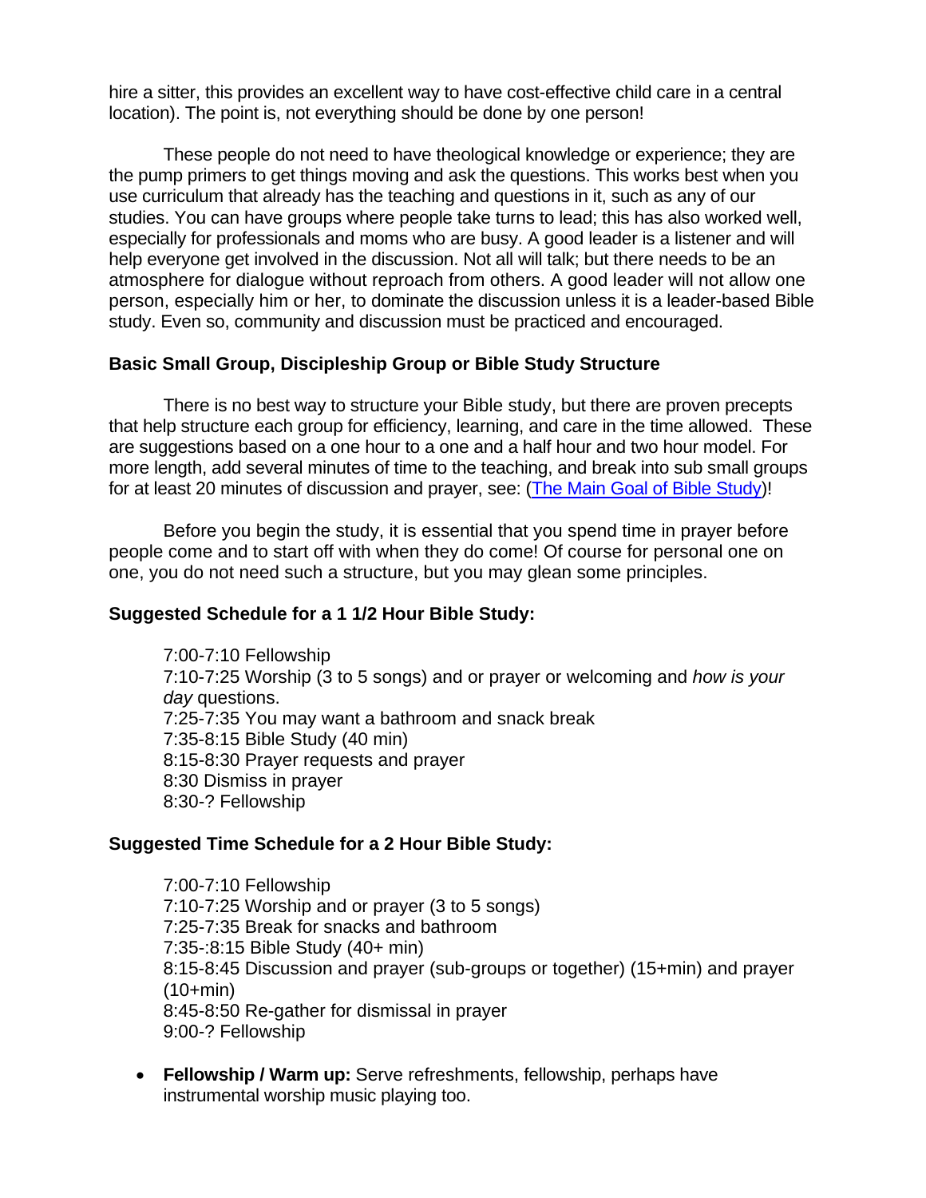hire a sitter, this provides an excellent way to have cost-effective child care in a central location). The point is, not everything should be done by one person!

These people do not need to have theological knowledge or experience; they are the pump primers to get things moving and ask the questions. This works best when you use curriculum that already has the teaching and questions in it, such as any of our studies. You can have groups where people take turns to lead; this has also worked well, especially for professionals and moms who are busy. A good leader is a listener and will help everyone get involved in the discussion. Not all will talk; but there needs to be an atmosphere for dialogue without reproach from others. A good leader will not allow one person, especially him or her, to dominate the discussion unless it is a leader-based Bible study. Even so, community and discussion must be practiced and encouraged.

**Basic Small Group, Discipleship Group or Bible Study Structure**

There is no best way to structure your Bible study, but there are proven precepts that help structure each group for efficiency, learning, and care in the time allowed. These are suggestions based on a one hour to a one and a half hour and two hour model. For more length, add several minutes of time to the teaching, and break into sub small groups for at least 20 minutes of discussion and prayer, see: (The Main Goal of Bible Study)!

Before you begin the study, it is essential that you spend time in prayer before people come and to start off with when they do come! Of course for personal one on one, you do not need such a structure, but you may glean some principles.

**Suggested Schedule for a 1 1/2 Hour Bible Study:**

7:00-7:10 Fellowship
7:10-7:25 Worship (3 to 5 songs) and or prayer or welcoming and *how is your day* questions.
7:25-7:35 You may want a bathroom and snack break
7:35-8:15 Bible Study (40 min)
8:15-8:30 Prayer requests and prayer
8:30 Dismiss in prayer
8:30-? Fellowship

**Suggested Time Schedule for a 2 Hour Bible Study:**

7:00-7:10 Fellowship
7:10-7:25 Worship and or prayer (3 to 5 songs)
7:25-7:35 Break for snacks and bathroom
7:35-:8:15 Bible Study (40+ min)
8:15-8:45 Discussion and prayer (sub-groups or together) (15+min) and prayer (10+min)
8:45-8:50 Re-gather for dismissal in prayer
9:00-? Fellowship

- **Fellowship / Warm up:** Serve refreshments, fellowship, perhaps have instrumental worship music playing too.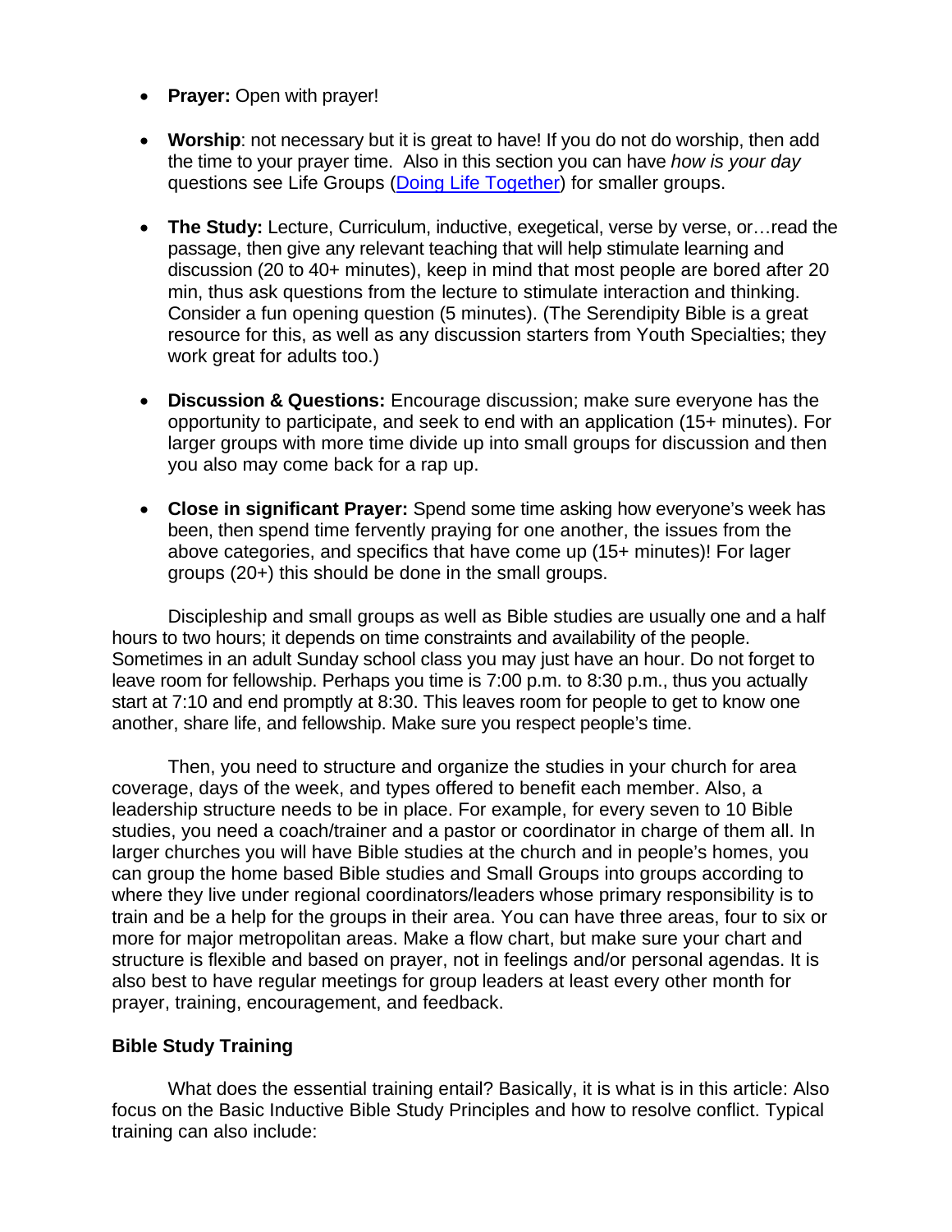- **Prayer:** Open with prayer!

- **Worship**: not necessary but it is great to have! If you do not do worship, then add the time to your prayer time. Also in this section you can have *how is your day* questions see Life Groups (Doing Life Together) for smaller groups.

- **The Study:** Lecture, Curriculum, inductive, exegetical, verse by verse, or…read the passage, then give any relevant teaching that will help stimulate learning and discussion (20 to 40+ minutes), keep in mind that most people are bored after 20 min, thus ask questions from the lecture to stimulate interaction and thinking. Consider a fun opening question (5 minutes). (The Serendipity Bible is a great resource for this, as well as any discussion starters from Youth Specialties; they work great for adults too.)

- **Discussion & Questions:** Encourage discussion; make sure everyone has the opportunity to participate, and seek to end with an application (15+ minutes). For larger groups with more time divide up into small groups for discussion and then you also may come back for a rap up.

- **Close in significant Prayer:** Spend some time asking how everyone's week has been, then spend time fervently praying for one another, the issues from the above categories, and specifics that have come up (15+ minutes)! For lager groups (20+) this should be done in the small groups.

Discipleship and small groups as well as Bible studies are usually one and a half hours to two hours; it depends on time constraints and availability of the people. Sometimes in an adult Sunday school class you may just have an hour. Do not forget to leave room for fellowship. Perhaps you time is 7:00 p.m. to 8:30 p.m., thus you actually start at 7:10 and end promptly at 8:30. This leaves room for people to get to know one another, share life, and fellowship. Make sure you respect people's time.

Then, you need to structure and organize the studies in your church for area coverage, days of the week, and types offered to benefit each member. Also, a leadership structure needs to be in place. For example, for every seven to 10 Bible studies, you need a coach/trainer and a pastor or coordinator in charge of them all. In larger churches you will have Bible studies at the church and in people's homes, you can group the home based Bible studies and Small Groups into groups according to where they live under regional coordinators/leaders whose primary responsibility is to train and be a help for the groups in their area. You can have three areas, four to six or more for major metropolitan areas. Make a flow chart, but make sure your chart and structure is flexible and based on prayer, not in feelings and/or personal agendas. It is also best to have regular meetings for group leaders at least every other month for prayer, training, encouragement, and feedback.

### Bible Study Training

What does the essential training entail? Basically, it is what is in this article: Also focus on the Basic Inductive Bible Study Principles and how to resolve conflict. Typical training can also include: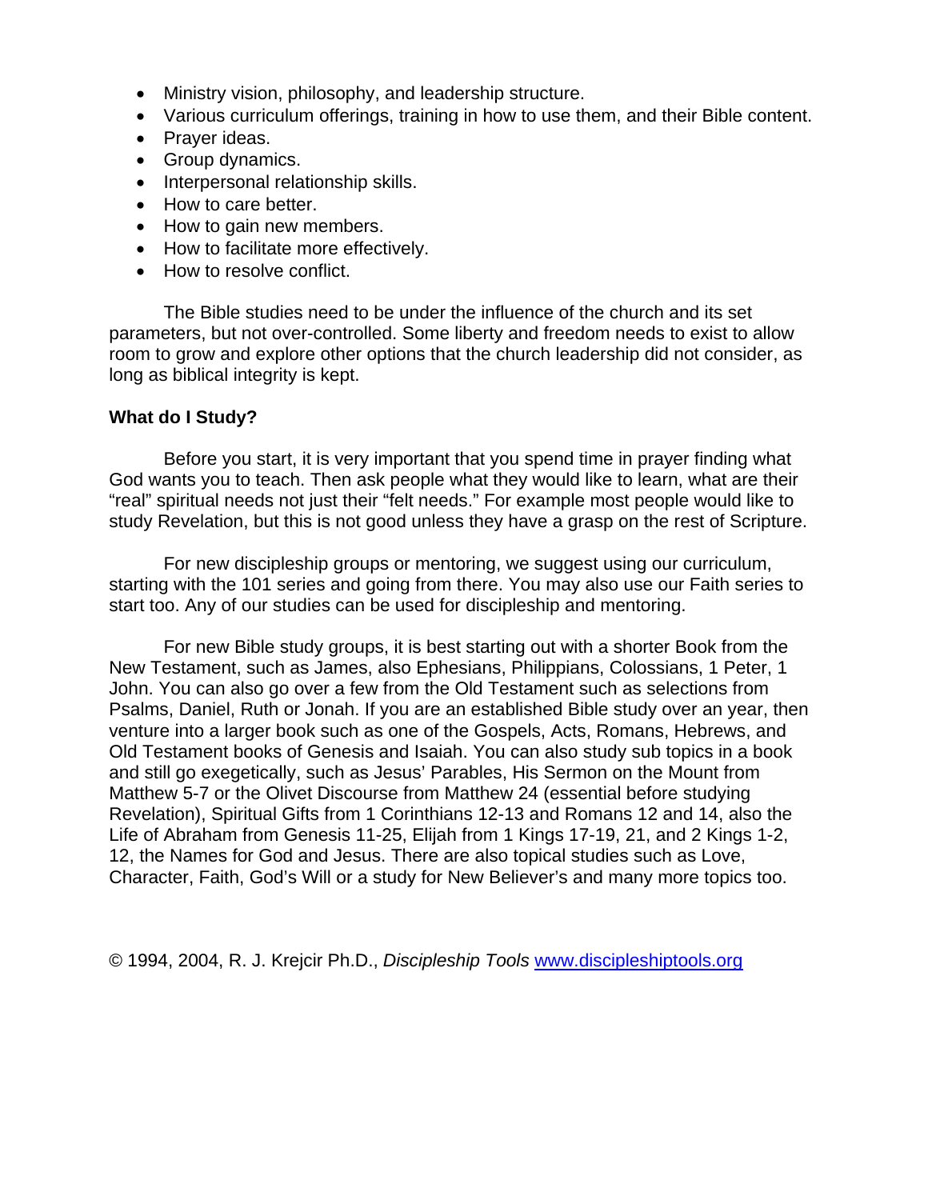- Ministry vision, philosophy, and leadership structure.
- Various curriculum offerings, training in how to use them, and their Bible content.
- Prayer ideas.
- Group dynamics.
- Interpersonal relationship skills.
- How to care better.
- How to gain new members.
- How to facilitate more effectively.
- How to resolve conflict.

The Bible studies need to be under the influence of the church and its set parameters, but not over-controlled. Some liberty and freedom needs to exist to allow room to grow and explore other options that the church leadership did not consider, as long as biblical integrity is kept.

**What do I Study?**

Before you start, it is very important that you spend time in prayer finding what God wants you to teach. Then ask people what they would like to learn, what are their "real" spiritual needs not just their "felt needs." For example most people would like to study Revelation, but this is not good unless they have a grasp on the rest of Scripture.

For new discipleship groups or mentoring, we suggest using our curriculum, starting with the 101 series and going from there. You may also use our Faith series to start too. Any of our studies can be used for discipleship and mentoring.

For new Bible study groups, it is best starting out with a shorter Book from the New Testament, such as James, also Ephesians, Philippians, Colossians, 1 Peter, 1 John. You can also go over a few from the Old Testament such as selections from Psalms, Daniel, Ruth or Jonah. If you are an established Bible study over an year, then venture into a larger book such as one of the Gospels, Acts, Romans, Hebrews, and Old Testament books of Genesis and Isaiah. You can also study sub topics in a book and still go exegetically, such as Jesus' Parables, His Sermon on the Mount from Matthew 5-7 or the Olivet Discourse from Matthew 24 (essential before studying Revelation), Spiritual Gifts from 1 Corinthians 12-13 and Romans 12 and 14, also the Life of Abraham from Genesis 11-25, Elijah from 1 Kings 17-19, 21, and 2 Kings 1-2, 12, the Names for God and Jesus. There are also topical studies such as Love, Character, Faith, God's Will or a study for New Believer's and many more topics too.

© 1994, 2004, R. J. Krejcir Ph.D., *Discipleship Tools* www.discipleshiptools.org